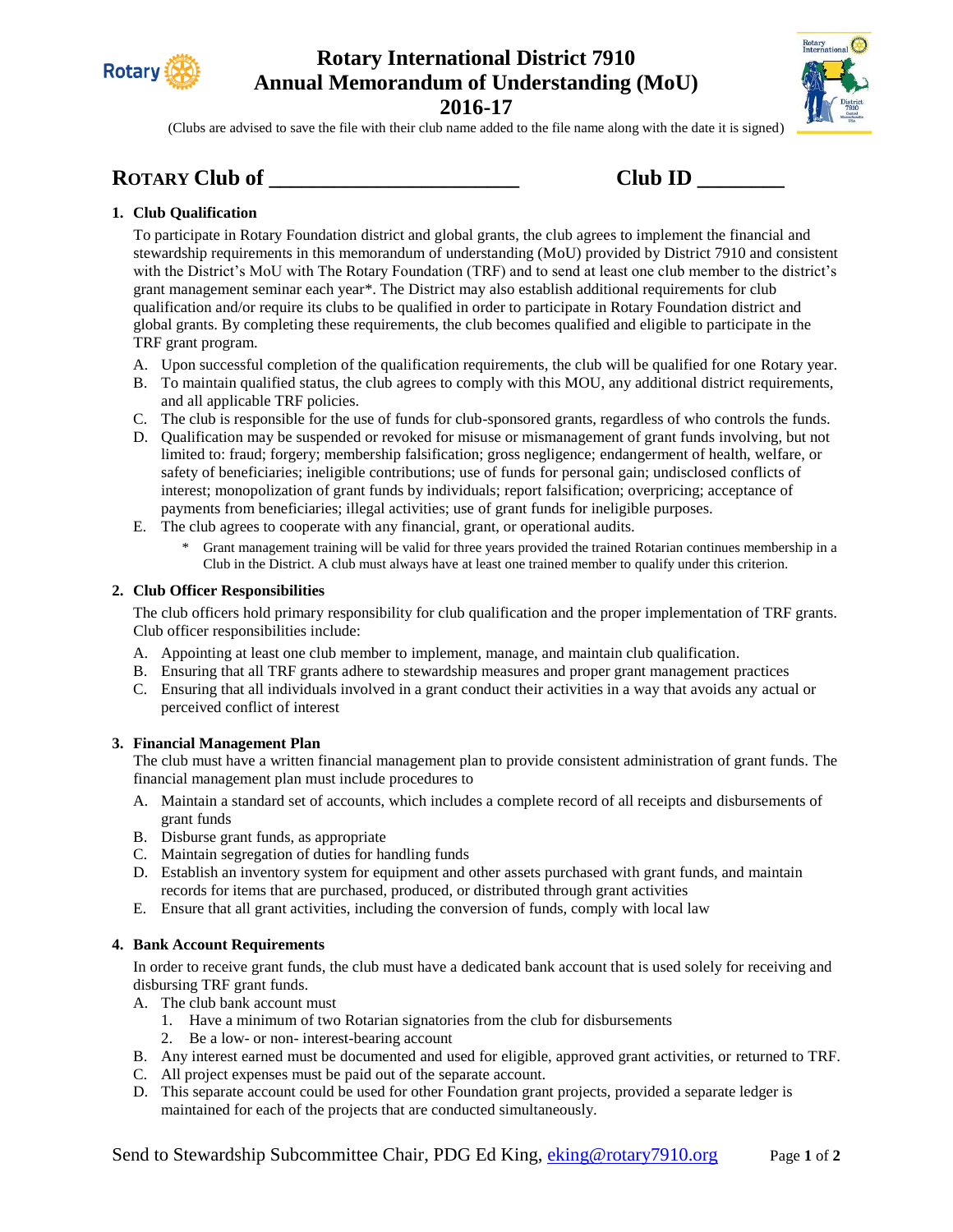# Rotary International District 7910
# Annual Memorandum of Understanding (MoU)
# 2016-17

(Clubs are advised to save the file with their club name added to the file name along with the date it is signed)

## ROTARY Club of ________________________ Club ID ________

### 1. Club Qualification

To participate in Rotary Foundation district and global grants, the club agrees to implement the financial and stewardship requirements in this memorandum of understanding (MoU) provided by District 7910 and consistent with the District's MoU with The Rotary Foundation (TRF) and to send at least one club member to the district's grant management seminar each year*. The District may also establish additional requirements for club qualification and/or require its clubs to be qualified in order to participate in Rotary Foundation district and global grants. By completing these requirements, the club becomes qualified and eligible to participate in the TRF grant program.

A. Upon successful completion of the qualification requirements, the club will be qualified for one Rotary year.
B. To maintain qualified status, the club agrees to comply with this MOU, any additional district requirements, and all applicable TRF policies.
C. The club is responsible for the use of funds for club-sponsored grants, regardless of who controls the funds.
D. Qualification may be suspended or revoked for misuse or mismanagement of grant funds involving, but not limited to: fraud; forgery; membership falsification; gross negligence; endangerment of health, welfare, or safety of beneficiaries; ineligible contributions; use of funds for personal gain; undisclosed conflicts of interest; monopolization of grant funds by individuals; report falsification; overpricing; acceptance of payments from beneficiaries; illegal activities; use of grant funds for ineligible purposes.
E. The club agrees to cooperate with any financial, grant, or operational audits.

\* Grant management training will be valid for three years provided the trained Rotarian continues membership in a Club in the District. A club must always have at least one trained member to qualify under this criterion.

### 2. Club Officer Responsibilities

The club officers hold primary responsibility for club qualification and the proper implementation of TRF grants. Club officer responsibilities include:

A. Appointing at least one club member to implement, manage, and maintain club qualification.
B. Ensuring that all TRF grants adhere to stewardship measures and proper grant management practices
C. Ensuring that all individuals involved in a grant conduct their activities in a way that avoids any actual or perceived conflict of interest

### 3. Financial Management Plan

The club must have a written financial management plan to provide consistent administration of grant funds. The financial management plan must include procedures to

A. Maintain a standard set of accounts, which includes a complete record of all receipts and disbursements of grant funds
B. Disburse grant funds, as appropriate
C. Maintain segregation of duties for handling funds
D. Establish an inventory system for equipment and other assets purchased with grant funds, and maintain records for items that are purchased, produced, or distributed through grant activities
E. Ensure that all grant activities, including the conversion of funds, comply with local law

### 4. Bank Account Requirements

In order to receive grant funds, the club must have a dedicated bank account that is used solely for receiving and disbursing TRF grant funds.

A. The club bank account must
   1. Have a minimum of two Rotarian signatories from the club for disbursements
   2. Be a low- or non- interest-bearing account
B. Any interest earned must be documented and used for eligible, approved grant activities, or returned to TRF.
C. All project expenses must be paid out of the separate account.
D. This separate account could be used for other Foundation grant projects, provided a separate ledger is maintained for each of the projects that are conducted simultaneously.

Send to Stewardship Subcommittee Chair, PDG Ed King, eking@rotary7910.org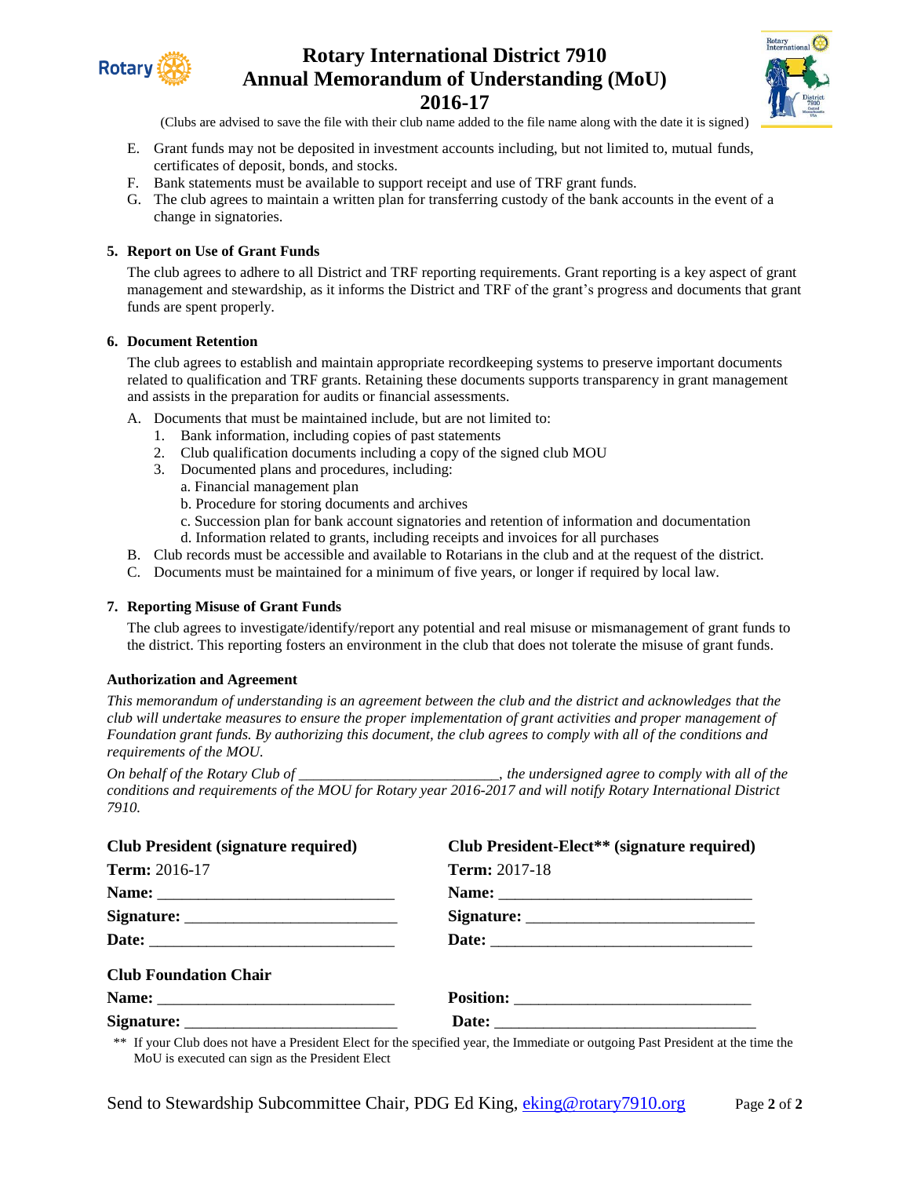E. Grant funds may not be deposited in investment accounts including, but not limited to, mutual funds, certificates of deposit, bonds, and stocks.
F. Bank statements must be available to support receipt and use of TRF grant funds.
G. The club agrees to maintain a written plan for transferring custody of the bank accounts in the event of a change in signatories.

**5. Report on Use of Grant Funds**

The club agrees to adhere to all District and TRF reporting requirements. Grant reporting is a key aspect of grant management and stewardship, as it informs the District and TRF of the grant's progress and documents that grant funds are spent properly.

**6. Document Retention**

The club agrees to establish and maintain appropriate recordkeeping systems to preserve important documents related to qualification and TRF grants. Retaining these documents supports transparency in grant management and assists in the preparation for audits or financial assessments.

A. Documents that must be maintained include, but are not limited to:
   1. Bank information, including copies of past statements
   2. Club qualification documents including a copy of the signed club MOU
   3. Documented plans and procedures, including:
      a. Financial management plan
      b. Procedure for storing documents and archives
      c. Succession plan for bank account signatories and retention of information and documentation
      d. Information related to grants, including receipts and invoices for all purchases
B. Club records must be accessible and available to Rotarians in the club and at the request of the district.
C. Documents must be maintained for a minimum of five years, or longer if required by local law.

**7. Reporting Misuse of Grant Funds**

The club agrees to investigate/identify/report any potential and real misuse or mismanagement of grant funds to the district. This reporting fosters an environment in the club that does not tolerate the misuse of grant funds.

**Authorization and Agreement**

*This memorandum of understanding is an agreement between the club and the district and acknowledges that the club will undertake measures to ensure the proper implementation of grant activities and proper management of Foundation grant funds. By authorizing this document, the club agrees to comply with all of the conditions and requirements of the MOU.*

*On behalf of the Rotary Club of __________________________, the undersigned agree to comply with all of the conditions and requirements of the MOU for Rotary year 2016-2017 and will notify Rotary International District 7910.*

**Club President (signature required)**
**Term:** 2016-17
**Name:** ______________________________
**Signature:** __________________________
**Date:** _______________________________

**Club President-Elect\*\* (signature required)**
**Term:** 2017-18
**Name:** ________________________________
**Signature:** ____________________________
**Date:** __________________________________

**Club Foundation Chair**
**Name:** ______________________________
**Signature:** __________________________
**Position:** ______________________________
**Date:** __________________________________

\*\* If your Club does not have a President Elect for the specified year, the Immediate or outgoing Past President at the time the MoU is executed can sign as the President Elect

Send to Stewardship Subcommittee Chair, PDG Ed King, eking@rotary7910.org